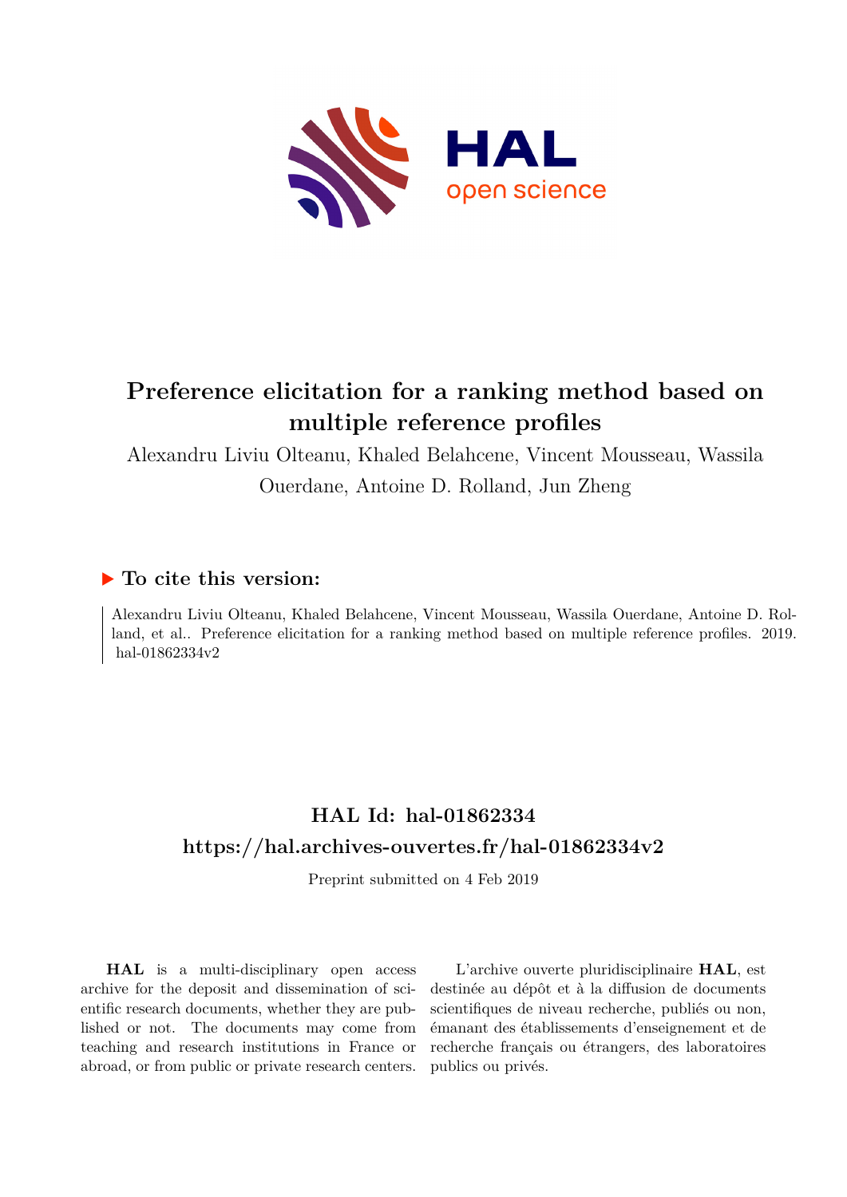# Preference elicitation for a ranking method based on multiple reference profiles

Alexandru Liviu Olteanu, Khaled Belahcene, Vincent Mousseau, Wassila Ouerdane, Antoine D. Rolland, Jun Zheng

## ▶ To cite this version:

Alexandru Liviu Olteanu, Khaled Belahcene, Vincent Mousseau, Wassila Ouerdane, Antoine D. Rolland, et al.. Preference elicitation for a ranking method based on multiple reference profiles. 2019. hal-01862334v2

## HAL Id: hal-01862334

## https://hal.archives-ouvertes.fr/hal-01862334v2

Preprint submitted on 4 Feb 2019

**HAL** is a multi-disciplinary open access archive for the deposit and dissemination of scientific research documents, whether they are published or not. The documents may come from teaching and research institutions in France or abroad, or from public or private research centers.

L'archive ouverte pluridisciplinaire **HAL**, est destinée au dépôt et à la diffusion de documents scientifiques de niveau recherche, publiés ou non, émanant des établissements d'enseignement et de recherche français ou étrangers, des laboratoires publics ou privés.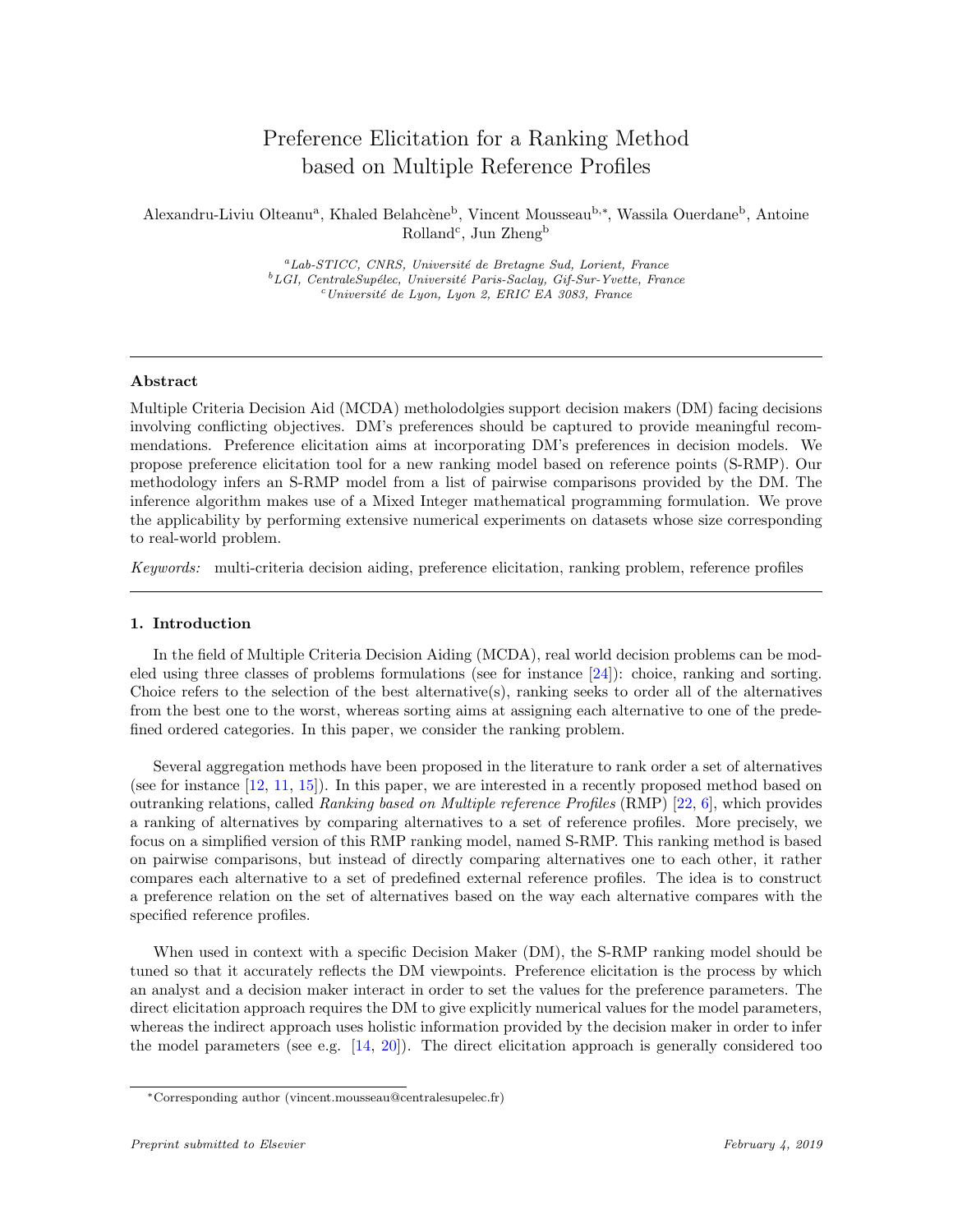# Preference Elicitation for a Ranking Method based on Multiple Reference Profiles

Alexandru-Liviu Olteanu[a], Khaled Belahcène[b], Vincent Mousseau[b,*], Wassila Ouerdane[b], Antoine Rolland[c], Jun Zheng[b]

[a] *Lab-STICC, CNRS, Université de Bretagne Sud, Lorient, France*
[b] *LGI, CentraleSupélec, Université Paris-Saclay, Gif-Sur-Yvette, France*
[c] *Université de Lyon, Lyon 2, ERIC EA 3083, France*

---

**Abstract**

Multiple Criteria Decision Aid (MCDA) methodoldolgies support decision makers (DM) facing decisions involving conflicting objectives. DM's preferences should be captured to provide meaningful recommendations. Preference elicitation aims at incorporating DM's preferences in decision models. We propose preference elicitation tool for a new ranking model based on reference points (S-RMP). Our methodology infers an S-RMP model from a list of pairwise comparisons provided by the DM. The inference algorithm makes use of a Mixed Integer mathematical programming formulation. We prove the applicability by performing extensive numerical experiments on datasets whose size corresponding to real-world problem.

*Keywords:* multi-criteria decision aiding, preference elicitation, ranking problem, reference profiles

---

## 1. Introduction

In the field of Multiple Criteria Decision Aiding (MCDA), real world decision problems can be modeled using three classes of problems formulations (see for instance [24]): choice, ranking and sorting. Choice refers to the selection of the best alternative(s), ranking seeks to order all of the alternatives from the best one to the worst, whereas sorting aims at assigning each alternative to one of the predefined ordered categories. In this paper, we consider the ranking problem.

Several aggregation methods have been proposed in the literature to rank order a set of alternatives (see for instance [12, 11, 15]). In this paper, we are interested in a recently proposed method based on outranking relations, called *Ranking based on Multiple reference Profiles* (RMP) [22, 6], which provides a ranking of alternatives by comparing alternatives to a set of reference profiles. More precisely, we focus on a simplified version of this RMP ranking model, named S-RMP. This ranking method is based on pairwise comparisons, but instead of directly comparing alternatives one to each other, it rather compares each alternative to a set of predefined external reference profiles. The idea is to construct a preference relation on the set of alternatives based on the way each alternative compares with the specified reference profiles.

When used in context with a specific Decision Maker (DM), the S-RMP ranking model should be tuned so that it accurately reflects the DM viewpoints. Preference elicitation is the process by which an analyst and a decision maker interact in order to set the values for the preference parameters. The direct elicitation approach requires the DM to give explicitly numerical values for the model parameters, whereas the indirect approach uses holistic information provided by the decision maker in order to infer the model parameters (see e.g. [14, 20]). The direct elicitation approach is generally considered too

*Corresponding author (vincent.mousseau@centralesupelec.fr)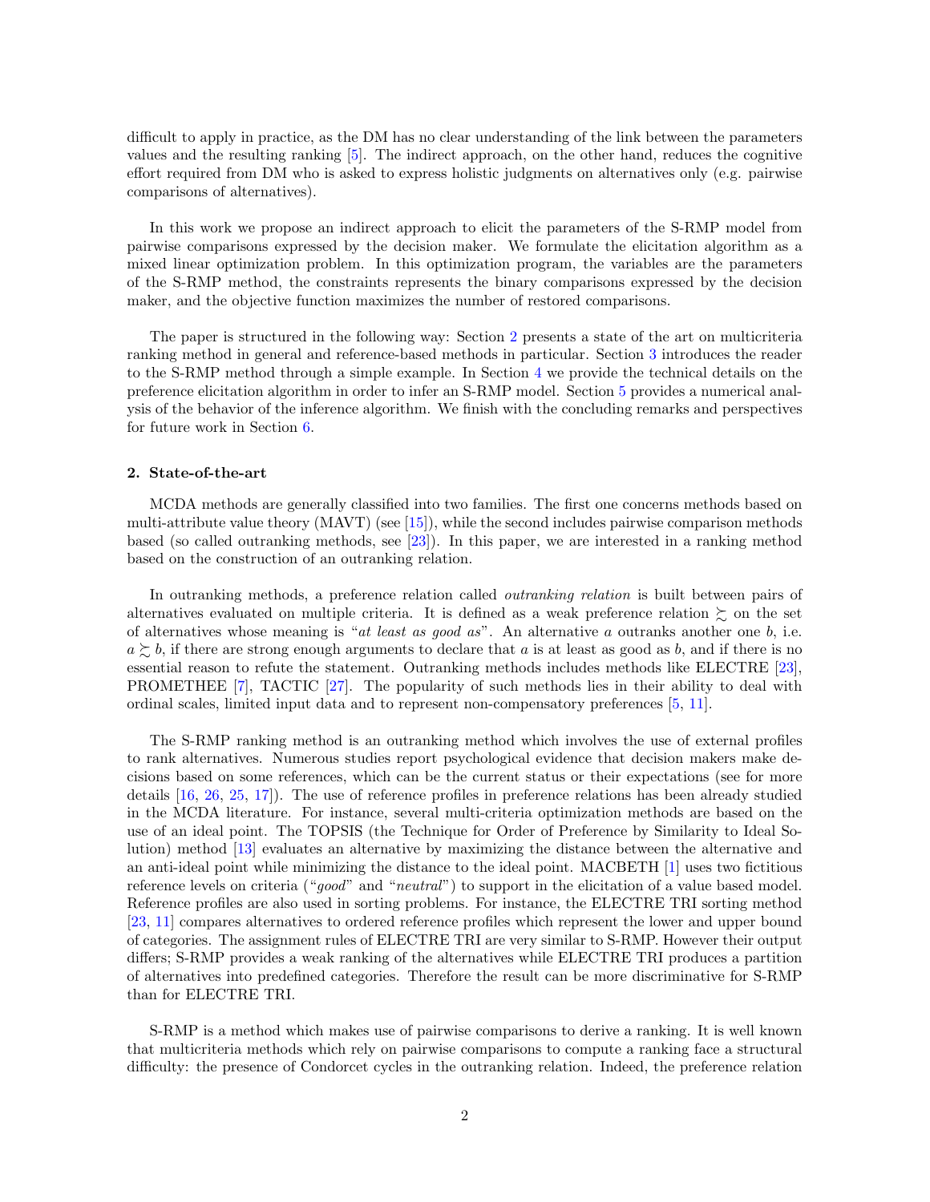difficult to apply in practice, as the DM has no clear understanding of the link between the parameters values and the resulting ranking [5]. The indirect approach, on the other hand, reduces the cognitive effort required from DM who is asked to express holistic judgments on alternatives only (e.g. pairwise comparisons of alternatives).

In this work we propose an indirect approach to elicit the parameters of the S-RMP model from pairwise comparisons expressed by the decision maker. We formulate the elicitation algorithm as a mixed linear optimization problem. In this optimization program, the variables are the parameters of the S-RMP method, the constraints represents the binary comparisons expressed by the decision maker, and the objective function maximizes the number of restored comparisons.

The paper is structured in the following way: Section 2 presents a state of the art on multicriteria ranking method in general and reference-based methods in particular. Section 3 introduces the reader to the S-RMP method through a simple example. In Section 4 we provide the technical details on the preference elicitation algorithm in order to infer an S-RMP model. Section 5 provides a numerical analysis of the behavior of the inference algorithm. We finish with the concluding remarks and perspectives for future work in Section 6.

## 2. State-of-the-art

MCDA methods are generally classified into two families. The first one concerns methods based on multi-attribute value theory (MAVT) (see [15]), while the second includes pairwise comparison methods based (so called outranking methods, see [23]). In this paper, we are interested in a ranking method based on the construction of an outranking relation.

In outranking methods, a preference relation called *outranking relation* is built between pairs of alternatives evaluated on multiple criteria. It is defined as a weak preference relation $\succsim$ on the set of alternatives whose meaning is "*at least as good as*". An alternative $a$ outranks another one $b$, i.e. $a \succsim b$, if there are strong enough arguments to declare that $a$ is at least as good as $b$, and if there is no essential reason to refute the statement. Outranking methods includes methods like ELECTRE [23], PROMETHEE [7], TACTIC [27]. The popularity of such methods lies in their ability to deal with ordinal scales, limited input data and to represent non-compensatory preferences [5, 11].

The S-RMP ranking method is an outranking method which involves the use of external profiles to rank alternatives. Numerous studies report psychological evidence that decision makers make decisions based on some references, which can be the current status or their expectations (see for more details [16, 26, 25, 17]). The use of reference profiles in preference relations has been already studied in the MCDA literature. For instance, several multi-criteria optimization methods are based on the use of an ideal point. The TOPSIS (the Technique for Order of Preference by Similarity to Ideal Solution) method [13] evaluates an alternative by maximizing the distance between the alternative and an anti-ideal point while minimizing the distance to the ideal point. MACBETH [1] uses two fictitious reference levels on criteria ("*good*" and "*neutral*") to support in the elicitation of a value based model. Reference profiles are also used in sorting problems. For instance, the ELECTRE TRI sorting method [23, 11] compares alternatives to ordered reference profiles which represent the lower and upper bound of categories. The assignment rules of ELECTRE TRI are very similar to S-RMP. However their output differs; S-RMP provides a weak ranking of the alternatives while ELECTRE TRI produces a partition of alternatives into predefined categories. Therefore the result can be more discriminative for S-RMP than for ELECTRE TRI.

S-RMP is a method which makes use of pairwise comparisons to derive a ranking. It is well known that multicriteria methods which rely on pairwise comparisons to compute a ranking face a structural difficulty: the presence of Condorcet cycles in the outranking relation. Indeed, the preference relation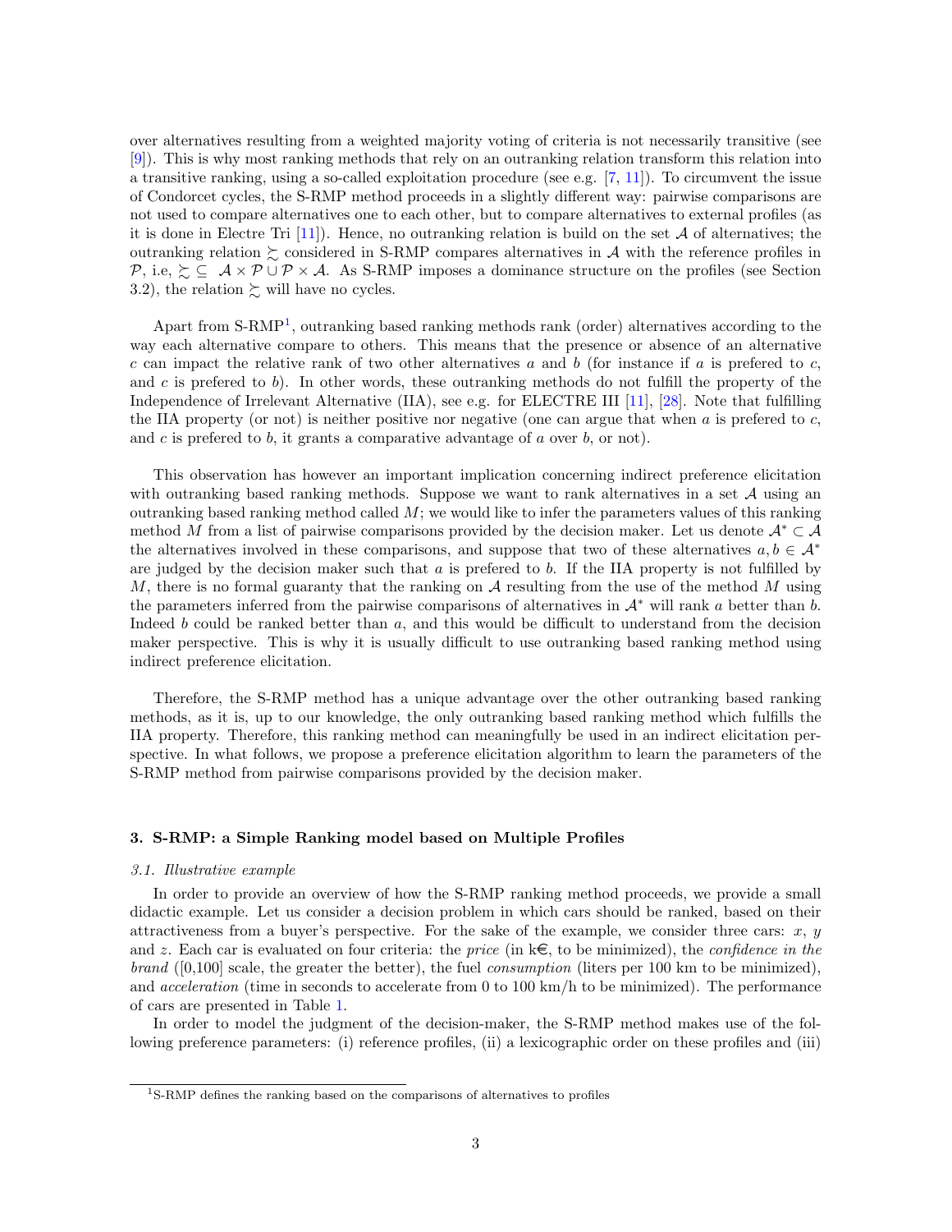over alternatives resulting from a weighted majority voting of criteria is not necessarily transitive (see [9]). This is why most ranking methods that rely on an outranking relation transform this relation into a transitive ranking, using a so-called exploitation procedure (see e.g. [7, 11]). To circumvent the issue of Condorcet cycles, the S-RMP method proceeds in a slightly different way: pairwise comparisons are not used to compare alternatives one to each other, but to compare alternatives to external profiles (as it is done in Electre Tri [11]). Hence, no outranking relation is build on the set $\mathcal{A}$ of alternatives; the outranking relation $\succsim$ considered in S-RMP compares alternatives in $\mathcal{A}$ with the reference profiles in $\mathcal{P}$, i.e, $\succsim \subseteq \mathcal{A} \times \mathcal{P} \cup \mathcal{P} \times \mathcal{A}$. As S-RMP imposes a dominance structure on the profiles (see Section 3.2), the relation $\succsim$ will have no cycles.

Apart from S-RMP[1], outranking based ranking methods rank (order) alternatives according to the way each alternative compare to others. This means that the presence or absence of an alternative $c$ can impact the relative rank of two other alternatives $a$ and $b$ (for instance if $a$ is prefered to $c$, and $c$ is prefered to $b$). In other words, these outranking methods do not fulfill the property of the Independence of Irrelevant Alternative (IIA), see e.g. for ELECTRE III [11], [28]. Note that fulfilling the IIA property (or not) is neither positive nor negative (one can argue that when $a$ is prefered to $c$, and $c$ is prefered to $b$, it grants a comparative advantage of $a$ over $b$, or not).

This observation has however an important implication concerning indirect preference elicitation with outranking based ranking methods. Suppose we want to rank alternatives in a set $\mathcal{A}$ using an outranking based ranking method called $M$; we would like to infer the parameters values of this ranking method $M$ from a list of pairwise comparisons provided by the decision maker. Let us denote $\mathcal{A}^* \subset \mathcal{A}$ the alternatives involved in these comparisons, and suppose that two of these alternatives $a, b \in \mathcal{A}^*$ are judged by the decision maker such that $a$ is prefered to $b$. If the IIA property is not fulfilled by $M$, there is no formal guaranty that the ranking on $\mathcal{A}$ resulting from the use of the method $M$ using the parameters inferred from the pairwise comparisons of alternatives in $\mathcal{A}^*$ will rank $a$ better than $b$. Indeed $b$ could be ranked better than $a$, and this would be difficult to understand from the decision maker perspective. This is why it is usually difficult to use outranking based ranking method using indirect preference elicitation.

Therefore, the S-RMP method has a unique advantage over the other outranking based ranking methods, as it is, up to our knowledge, the only outranking based ranking method which fulfills the IIA property. Therefore, this ranking method can meaningfully be used in an indirect elicitation perspective. In what follows, we propose a preference elicitation algorithm to learn the parameters of the S-RMP method from pairwise comparisons provided by the decision maker.

## 3. S-RMP: a Simple Ranking model based on Multiple Profiles

### 3.1. Illustrative example

In order to provide an overview of how the S-RMP ranking method proceeds, we provide a small didactic example. Let us consider a decision problem in which cars should be ranked, based on their attractiveness from a buyer's perspective. For the sake of the example, we consider three cars: $x$, $y$ and $z$. Each car is evaluated on four criteria: the *price* (in k€, to be minimized), the *confidence in the brand* ([0,100] scale, the greater the better), the fuel *consumption* (liters per 100 km to be minimized), and *acceleration* (time in seconds to accelerate from 0 to 100 km/h to be minimized). The performance of cars are presented in Table 1.

In order to model the judgment of the decision-maker, the S-RMP method makes use of the following preference parameters: (i) reference profiles, (ii) a lexicographic order on these profiles and (iii)

[1] S-RMP defines the ranking based on the comparisons of alternatives to profiles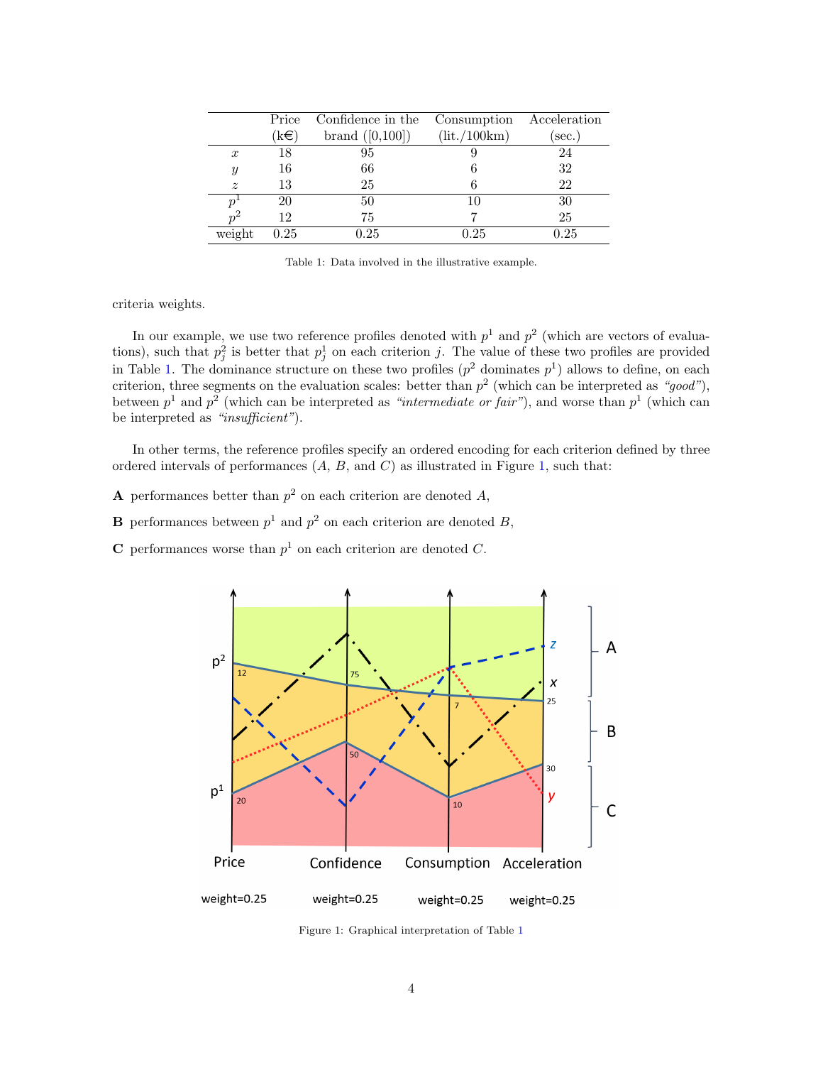|  | Price (k€) | Confidence in the brand ([0,100]) | Consumption (lit./100km) | Acceleration (sec.) |
|---|---|---|---|---|
| $x$ | 18 | 95 | 9 | 24 |
| $y$ | 16 | 66 | 6 | 32 |
| $z$ | 13 | 25 | 6 | 22 |
| $p^1$ | 20 | 50 | 10 | 30 |
| $p^2$ | 12 | 75 | 7 | 25 |
| weight | 0.25 | 0.25 | 0.25 | 0.25 |

Table 1: Data involved in the illustrative example.

criteria weights.

In our example, we use two reference profiles denoted with $p^1$ and $p^2$ (which are vectors of evaluations), such that $p^2_j$ is better that $p^1_j$ on each criterion $j$. The value of these two profiles are provided in Table 1. The dominance structure on these two profiles ($p^2$ dominates $p^1$) allows to define, on each criterion, three segments on the evaluation scales: better than $p^2$ (which can be interpreted as *"good"*), between $p^1$ and $p^2$ (which can be interpreted as *"intermediate or fair"*), and worse than $p^1$ (which can be interpreted as *"insufficient"*).

In other terms, the reference profiles specify an ordered encoding for each criterion defined by three ordered intervals of performances ($A$, $B$, and $C$) as illustrated in Figure 1, such that:

**A** performances better than $p^2$ on each criterion are denoted $A$,

**B** performances between $p^1$ and $p^2$ on each criterion are denoted $B$,

**C** performances worse than $p^1$ on each criterion are denoted $C$.

Figure 1: Graphical interpretation of Table 1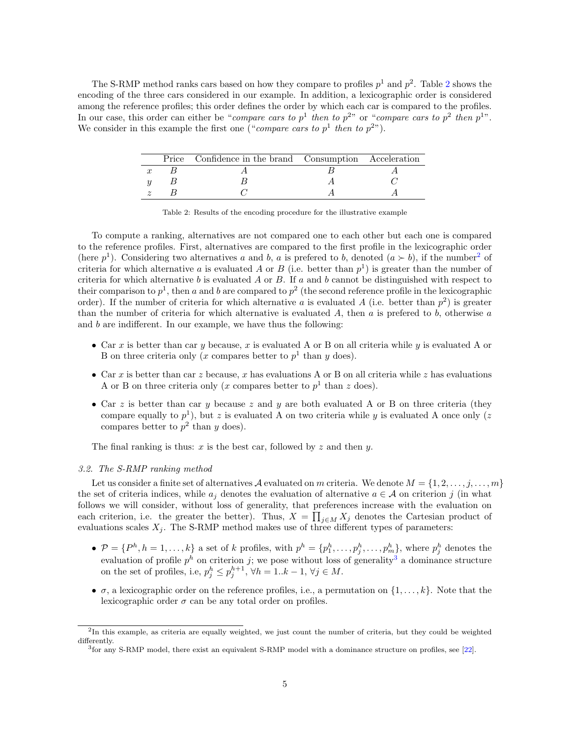The S-RMP method ranks cars based on how they compare to profiles $p^1$ and $p^2$. Table 2 shows the encoding of the three cars considered in our example. In addition, a lexicographic order is considered among the reference profiles; this order defines the order by which each car is compared to the profiles. In our case, this order can either be "*compare cars to* $p^1$ *then to* $p^2$" or "*compare cars to* $p^2$ *then* $p^1$". We consider in this example the first one ("*compare cars to* $p^1$ *then to* $p^2$").

| | Price | Confidence in the brand | Consumption | Acceleration |
|---|---|---|---|---|
| $x$ | $B$ | $A$ | $B$ | $A$ |
| $y$ | $B$ | $B$ | $A$ | $C$ |
| $z$ | $B$ | $C$ | $A$ | $A$ |

Table 2: Results of the encoding procedure for the illustrative example

To compute a ranking, alternatives are not compared one to each other but each one is compared to the reference profiles. First, alternatives are compared to the first profile in the lexicographic order (here $p^1$). Considering two alternatives $a$ and $b$, $a$ is prefered to $b$, denoted ($a \succ b$), if the number[2] of criteria for which alternative $a$ is evaluated $A$ or $B$ (i.e. better than $p^1$) is greater than the number of criteria for which alternative $b$ is evaluated $A$ or $B$. If $a$ and $b$ cannot be distinguished with respect to their comparison to $p^1$, then $a$ and $b$ are compared to $p^2$ (the second reference profile in the lexicographic order). If the number of criteria for which alternative $a$ is evaluated $A$ (i.e. better than $p^2$) is greater than the number of criteria for which alternative is evaluated $A$, then $a$ is prefered to $b$, otherwise $a$ and $b$ are indifferent. In our example, we have thus the following:

- Car $x$ is better than car $y$ because, $x$ is evaluated A or B on all criteria while $y$ is evaluated A or B on three criteria only ($x$ compares better to $p^1$ than $y$ does).
- Car $x$ is better than car $z$ because, $x$ has evaluations A or B on all criteria while $z$ has evaluations A or B on three criteria only ($x$ compares better to $p^1$ than $z$ does).
- Car $z$ is better than car $y$ because $z$ and $y$ are both evaluated A or B on three criteria (they compare equally to $p^1$), but $z$ is evaluated A on two criteria while $y$ is evaluated A once only ($z$ compares better to $p^2$ than $y$ does).

The final ranking is thus: $x$ is the best car, followed by $z$ and then $y$.

### *3.2. The S-RMP ranking method*

Let us consider a finite set of alternatives $\mathcal{A}$ evaluated on $m$ criteria. We denote $M = \{1, 2, \ldots, j, \ldots, m\}$ the set of criteria indices, while $a_j$ denotes the evaluation of alternative $a \in \mathcal{A}$ on criterion $j$ (in what follows we will consider, without loss of generality, that preferences increase with the evaluation on each criterion, i.e. the greater the better). Thus, $X = \prod_{j \in M} X_j$ denotes the Cartesian product of evaluations scales $X_j$. The S-RMP method makes use of three different types of parameters:

- $\mathcal{P} = \{P^h, h = 1, \ldots, k\}$ a set of $k$ profiles, with $p^h = \{p_1^h, \ldots, p_j^h, \ldots, p_m^h\}$, where $p_j^h$ denotes the evaluation of profile $p^h$ on criterion $j$; we pose without loss of generality[3] a dominance structure on the set of profiles, i.e, $p_j^h \leq p_j^{h+1}$, $\forall h = 1..k-1$, $\forall j \in M$.
- $\sigma$, a lexicographic order on the reference profiles, i.e., a permutation on $\{1, \ldots, k\}$. Note that the lexicographic order $\sigma$ can be any total order on profiles.

[2] In this example, as criteria are equally weighted, we just count the number of criteria, but they could be weighted differently.

[3] for any S-RMP model, there exist an equivalent S-RMP model with a dominance structure on profiles, see [22].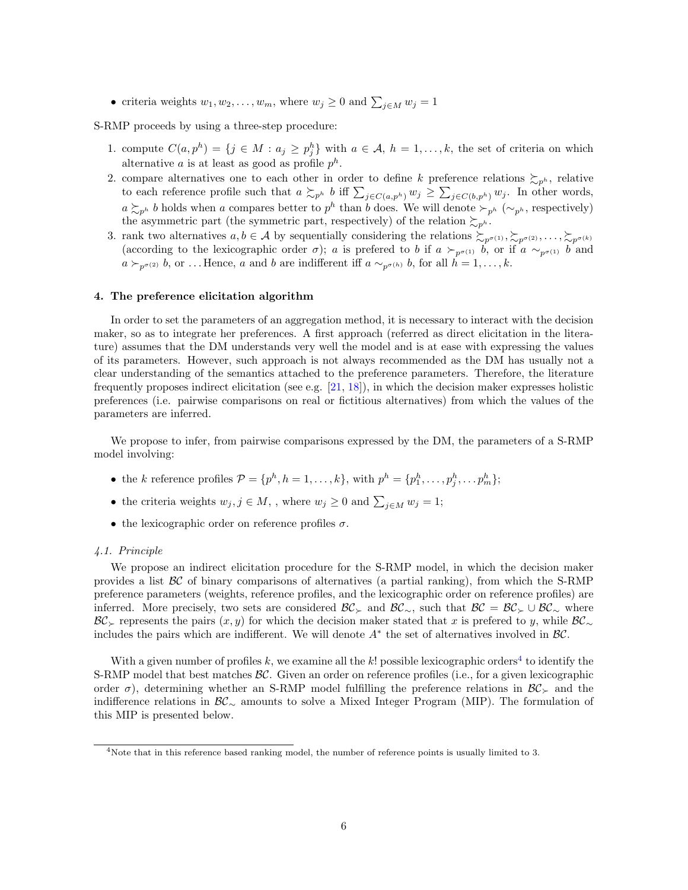- criteria weights $w_1, w_2, \ldots, w_m$, where $w_j \geq 0$ and $\sum_{j \in M} w_j = 1$

S-RMP proceeds by using a three-step procedure:

1. compute $C(a, p^h) = \{j \in M : a_j \geq p_j^h\}$ with $a \in \mathcal{A}$, $h = 1, \ldots, k$, the set of criteria on which alternative $a$ is at least as good as profile $p^h$.
2. compare alternatives one to each other in order to define $k$ preference relations $\succsim_{p^h}$, relative to each reference profile such that $a \succsim_{p^h} b$ iff $\sum_{j \in C(a,p^h)} w_j \geq \sum_{j \in C(b,p^h)} w_j$. In other words, $a \succsim_{p^h} b$ holds when $a$ compares better to $p^h$ than $b$ does. We will denote $\succ_{p^h}$ ($\sim_{p^h}$, respectively) the asymmetric part (the symmetric part, respectively) of the relation $\succsim_{p^h}$.
3. rank two alternatives $a, b \in \mathcal{A}$ by sequentially considering the relations $\succsim_{p^{\sigma(1)}}, \succsim_{p^{\sigma(2)}}, \ldots, \succsim_{p^{\sigma(k)}}$ (according to the lexicographic order $\sigma$); $a$ is prefered to $b$ if $a \succ_{p^{\sigma(1)}} b$, or if $a \sim_{p^{\sigma(1)}} b$ and $a \succ_{p^{\sigma(2)}} b$, or ... Hence, $a$ and $b$ are indifferent iff $a \sim_{p^{\sigma(h)}} b$, for all $h = 1, \ldots, k$.

## 4. The preference elicitation algorithm

In order to set the parameters of an aggregation method, it is necessary to interact with the decision maker, so as to integrate her preferences. A first approach (referred as direct elicitation in the literature) assumes that the DM understands very well the model and is at ease with expressing the values of its parameters. However, such approach is not always recommended as the DM has usually not a clear understanding of the semantics attached to the preference parameters. Therefore, the literature frequently proposes indirect elicitation (see e.g. [21, 18]), in which the decision maker expresses holistic preferences (i.e. pairwise comparisons on real or fictitious alternatives) from which the values of the parameters are inferred.

We propose to infer, from pairwise comparisons expressed by the DM, the parameters of a S-RMP model involving:

- the $k$ reference profiles $\mathcal{P} = \{p^h, h = 1, \ldots, k\}$, with $p^h = \{p_1^h, \ldots, p_j^h, \ldots p_m^h\}$;
- the criteria weights $w_j, j \in M$, , where $w_j \geq 0$ and $\sum_{j \in M} w_j = 1$;
- the lexicographic order on reference profiles $\sigma$.

### *4.1. Principle*

We propose an indirect elicitation procedure for the S-RMP model, in which the decision maker provides a list $\mathcal{BC}$ of binary comparisons of alternatives (a partial ranking), from which the S-RMP preference parameters (weights, reference profiles, and the lexicographic order on reference profiles) are inferred. More precisely, two sets are considered $\mathcal{BC}_{\succ}$ and $\mathcal{BC}_{\sim}$, such that $\mathcal{BC} = \mathcal{BC}_{\succ} \cup \mathcal{BC}_{\sim}$ where $\mathcal{BC}_{\succ}$ represents the pairs $(x, y)$ for which the decision maker stated that $x$ is prefered to $y$, while $\mathcal{BC}_{\sim}$ includes the pairs which are indifferent. We will denote $A^*$ the set of alternatives involved in $\mathcal{BC}$.

With a given number of profiles $k$, we examine all the $k!$ possible lexicographic orders[4] to identify the S-RMP model that best matches $\mathcal{BC}$. Given an order on reference profiles (i.e., for a given lexicographic order $\sigma$), determining whether an S-RMP model fulfilling the preference relations in $\mathcal{BC}_{\succ}$ and the indifference relations in $\mathcal{BC}_{\sim}$ amounts to solve a Mixed Integer Program (MIP). The formulation of this MIP is presented below.

[4]Note that in this reference based ranking model, the number of reference points is usually limited to 3.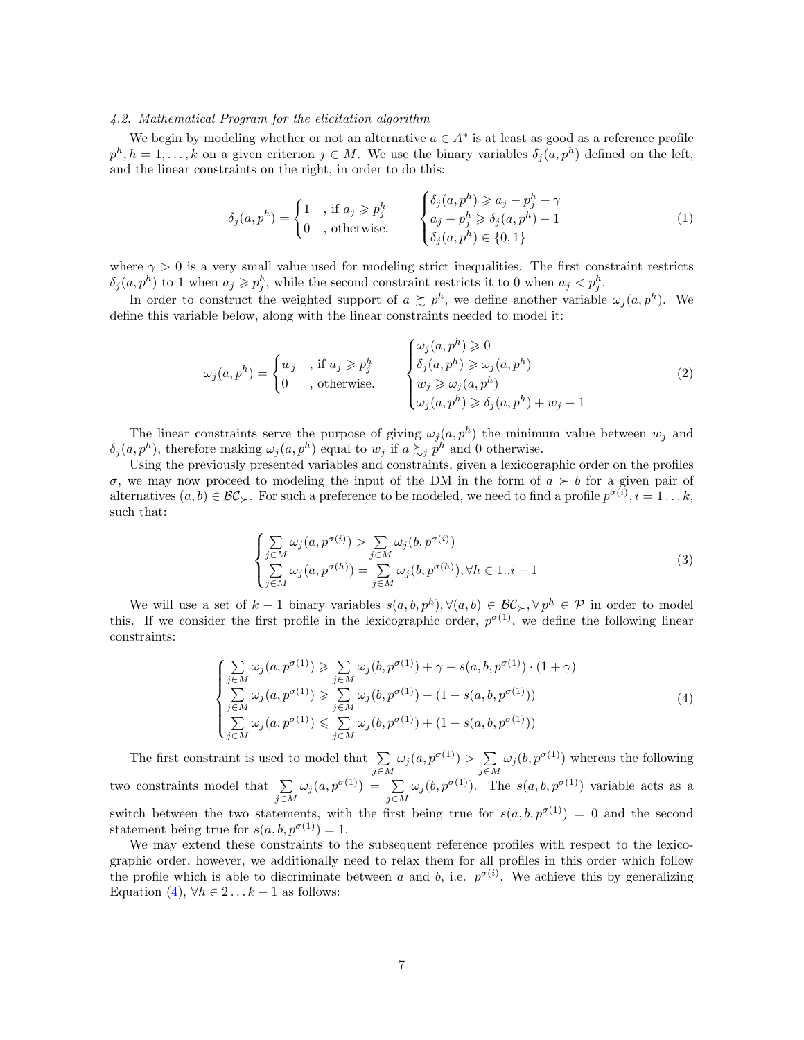### 4.2. Mathematical Program for the elicitation algorithm

We begin by modeling whether or not an alternative $a \in A^*$ is at least as good as a reference profile $p^h, h = 1, \ldots, k$ on a given criterion $j \in M$. We use the binary variables $\delta_j(a, p^h)$ defined on the left, and the linear constraints on the right, in order to do this:

$$\delta_j(a, p^h) = \begin{cases} 1 & \text{, if } a_j \geqslant p_j^h \\ 0 & \text{, otherwise.} \end{cases} \qquad \begin{cases} \delta_j(a, p^h) \geqslant a_j - p_j^h + \gamma \\ a_j - p_j^h \geqslant \delta_j(a, p^h) - 1 \\ \delta_j(a, p^h) \in \{0, 1\} \end{cases} \tag{1}$$

where $\gamma > 0$ is a very small value used for modeling strict inequalities. The first constraint restricts $\delta_j(a, p^h)$ to 1 when $a_j \geqslant p_j^h$, while the second constraint restricts it to 0 when $a_j < p_j^h$.

In order to construct the weighted support of $a \succsim p^h$, we define another variable $\omega_j(a, p^h)$. We define this variable below, along with the linear constraints needed to model it:

$$\omega_j(a, p^h) = \begin{cases} w_j & \text{, if } a_j \geqslant p_j^h \\ 0 & \text{, otherwise.} \end{cases} \qquad \begin{cases} \omega_j(a, p^h) \geqslant 0 \\ \delta_j(a, p^h) \geqslant \omega_j(a, p^h) \\ w_j \geqslant \omega_j(a, p^h) \\ \omega_j(a, p^h) \geqslant \delta_j(a, p^h) + w_j - 1 \end{cases} \tag{2}$$

The linear constraints serve the purpose of giving $\omega_j(a, p^h)$ the minimum value between $w_j$ and $\delta_j(a, p^h)$, therefore making $\omega_j(a, p^h)$ equal to $w_j$ if $a \succsim_j p^h$ and 0 otherwise.

Using the previously presented variables and constraints, given a lexicographic order on the profiles $\sigma$, we may now proceed to modeling the input of the DM in the form of $a \succ b$ for a given pair of alternatives $(a, b) \in \mathcal{BC}_{\succ}$. For such a preference to be modeled, we need to find a profile $p^{\sigma(i)}, i = 1 \ldots k$, such that:

$$\begin{cases} \sum_{j \in M} \omega_j(a, p^{\sigma(i)}) > \sum_{j \in M} \omega_j(b, p^{\sigma(i)}) \\ \sum_{j \in M} \omega_j(a, p^{\sigma(h)}) = \sum_{j \in M} \omega_j(b, p^{\sigma(h)}), \forall h \in 1..i-1 \end{cases} \tag{3}$$

We will use a set of $k-1$ binary variables $s(a, b, p^h), \forall (a, b) \in \mathcal{BC}_{\succ}, \forall p^h \in \mathcal{P}$ in order to model this. If we consider the first profile in the lexicographic order, $p^{\sigma(1)}$, we define the following linear constraints:

$$\begin{cases} \sum_{j \in M} \omega_j(a, p^{\sigma(1)}) \geqslant \sum_{j \in M} \omega_j(b, p^{\sigma(1)}) + \gamma - s(a, b, p^{\sigma(1)}) \cdot (1 + \gamma) \\ \sum_{j \in M} \omega_j(a, p^{\sigma(1)}) \geqslant \sum_{j \in M} \omega_j(b, p^{\sigma(1)}) - (1 - s(a, b, p^{\sigma(1)})) \\ \sum_{j \in M} \omega_j(a, p^{\sigma(1)}) \leqslant \sum_{j \in M} \omega_j(b, p^{\sigma(1)}) + (1 - s(a, b, p^{\sigma(1)})) \end{cases} \tag{4}$$

The first constraint is used to model that $\sum_{j \in M} \omega_j(a, p^{\sigma(1)}) > \sum_{j \in M} \omega_j(b, p^{\sigma(1)})$ whereas the following two constraints model that $\sum_{j \in M} \omega_j(a, p^{\sigma(1)}) = \sum_{j \in M} \omega_j(b, p^{\sigma(1)})$. The $s(a, b, p^{\sigma(1)})$ variable acts as a switch between the two statements, with the first being true for $s(a, b, p^{\sigma(1)}) = 0$ and the second statement being true for $s(a, b, p^{\sigma(1)}) = 1$.

We may extend these constraints to the subsequent reference profiles with respect to the lexicographic order, however, we additionally need to relax them for all profiles in this order which follow the profile which is able to discriminate between $a$ and $b$, i.e. $p^{\sigma(i)}$. We achieve this by generalizing Equation (4), $\forall h \in 2 \ldots k-1$ as follows: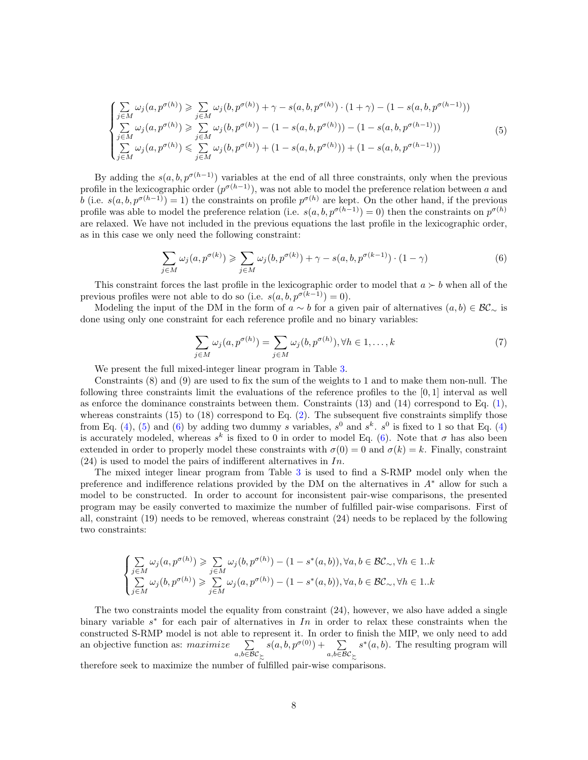$$
\begin{cases}
\sum\limits_{j \in M} \omega_j(a, p^{\sigma(h)}) \geqslant \sum\limits_{j \in M} \omega_j(b, p^{\sigma(h)}) + \gamma - s(a, b, p^{\sigma(h)}) \cdot (1 + \gamma) - (1 - s(a, b, p^{\sigma(h-1)})) \\
\sum\limits_{j \in M} \omega_j(a, p^{\sigma(h)}) \geqslant \sum\limits_{j \in M} \omega_j(b, p^{\sigma(h)}) - (1 - s(a, b, p^{\sigma(h)})) - (1 - s(a, b, p^{\sigma(h-1)})) \\
\sum\limits_{j \in M} \omega_j(a, p^{\sigma(h)}) \leqslant \sum\limits_{j \in M} \omega_j(b, p^{\sigma(h)}) + (1 - s(a, b, p^{\sigma(h)})) + (1 - s(a, b, p^{\sigma(h-1)}))
\end{cases}
\tag{5}
$$

By adding the $s(a, b, p^{\sigma(h-1)})$ variables at the end of all three constraints, only when the previous profile in the lexicographic order ($p^{\sigma(h-1)}$), was not able to model the preference relation between $a$ and $b$ (i.e. $s(a, b, p^{\sigma(h-1)}) = 1$) the constraints on profile $p^{\sigma(h)}$ are kept. On the other hand, if the previous profile was able to model the preference relation (i.e. $s(a, b, p^{\sigma(h-1)}) = 0$) then the constraints on $p^{\sigma(h)}$ are relaxed. We have not included in the previous equations the last profile in the lexicographic order, as in this case we only need the following constraint:

$$
\sum_{j \in M} \omega_j(a, p^{\sigma(k)}) \geqslant \sum_{j \in M} \omega_j(b, p^{\sigma(k)}) + \gamma - s(a, b, p^{\sigma(k-1)}) \cdot (1 - \gamma)
\tag{6}
$$

This constraint forces the last profile in the lexicographic order to model that $a \succ b$ when all of the previous profiles were not able to do so (i.e. $s(a, b, p^{\sigma(k-1)}) = 0$).

Modeling the input of the DM in the form of $a \sim b$ for a given pair of alternatives $(a, b) \in \mathcal{BC}_{\sim}$ is done using only one constraint for each reference profile and no binary variables:

$$
\sum_{j \in M} \omega_j(a, p^{\sigma(h)}) = \sum_{j \in M} \omega_j(b, p^{\sigma(h)}), \forall h \in 1, \ldots, k
\tag{7}
$$

We present the full mixed-integer linear program in Table 3.

Constraints (8) and (9) are used to fix the sum of the weights to 1 and to make them non-null. The following three constraints limit the evaluations of the reference profiles to the $[0, 1]$ interval as well as enforce the dominance constraints between them. Constraints (13) and (14) correspond to Eq. (1), whereas constraints (15) to (18) correspond to Eq. (2). The subsequent five constraints simplify those from Eq. (4), (5) and (6) by adding two dummy $s$ variables, $s^0$ and $s^k$. $s^0$ is fixed to 1 so that Eq. (4) is accurately modeled, whereas $s^k$ is fixed to 0 in order to model Eq. (6). Note that $\sigma$ has also been extended in order to properly model these constraints with $\sigma(0) = 0$ and $\sigma(k) = k$. Finally, constraint (24) is used to model the pairs of indifferent alternatives in $In$.

The mixed integer linear program from Table 3 is used to find a S-RMP model only when the preference and indifference relations provided by the DM on the alternatives in $A^*$ allow for such a model to be constructed. In order to account for inconsistent pair-wise comparisons, the presented program may be easily converted to maximize the number of fulfilled pair-wise comparisons. First of all, constraint (19) needs to be removed, whereas constraint (24) needs to be replaced by the following two constraints:

$$
\begin{cases}
\sum\limits_{j \in M} \omega_j(a, p^{\sigma(h)}) \geqslant \sum\limits_{j \in M} \omega_j(b, p^{\sigma(h)}) - (1 - s^*(a, b)), \forall a, b \in \mathcal{BC}_{\sim}, \forall h \in 1..k \\
\sum\limits_{j \in M} \omega_j(b, p^{\sigma(h)}) \geqslant \sum\limits_{j \in M} \omega_j(a, p^{\sigma(h)}) - (1 - s^*(a, b)), \forall a, b \in \mathcal{BC}_{\sim}, \forall h \in 1..k
\end{cases}
$$

The two constraints model the equality from constraint (24), however, we also have added a single binary variable $s^*$ for each pair of alternatives in $In$ in order to relax these constraints when the constructed S-RMP model is not able to represent it. In order to finish the MIP, we only need to add an objective function as: *maximize* $\sum\limits_{a,b \in \mathcal{BC}_{\succsim}} s(a, b, p^{\sigma(0)}) + \sum\limits_{a,b \in \mathcal{BC}_{\succsim}} s^*(a, b)$. The resulting program will therefore seek to maximize the number of fulfilled pair-wise comparisons.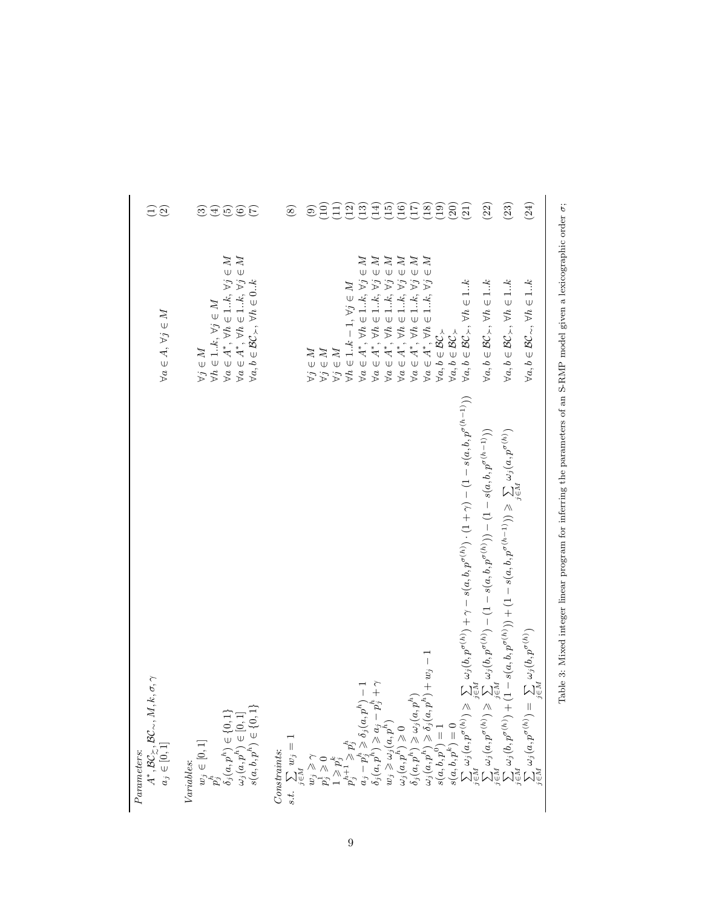*Parameters:*

$$A^*, \mathcal{BC}_{\succsim}, \mathcal{BC}_{\sim}, M, k, \sigma, \gamma \tag{1}$$

$$a_j \in [0,1] \qquad \forall a \in A, \forall j \in M \tag{2}$$

*Variables:*

$$w_j \in [0,1] \qquad \forall j \in M \tag{3}$$

$$p_j^h \qquad \forall h \in 1..k, \forall j \in M \tag{4}$$

$$\delta_j(a, p^h) \in \{0,1\} \qquad \forall a \in A^*, \forall h \in 1..k, \forall j \in M \tag{5}$$

$$\omega_j(a, p^h) \in [0,1] \qquad \forall a \in A^*, \forall h \in 1..k, \forall j \in M \tag{6}$$

$$s(a, b, p^h) \in \{0,1\} \qquad \forall a, b \in \mathcal{BC}_{\succ}, \forall h \in 0..k \tag{7}$$

*Constraints:*

$$s.t. \; \sum_{j \in M} w_j = 1 \tag{8}$$

$$w_j \geqslant \gamma \qquad \forall j \in M \tag{9}$$

$$p_j^1 \geqslant 0 \qquad \forall j \in M \tag{10}$$

$$1 \geqslant p_j^k \qquad \forall j \in M \tag{11}$$

$$p_j^{h+1} \geqslant p_j^h \qquad \forall h \in 1..k-1, \forall j \in M \tag{12}$$

$$a_j - p_j^h \geqslant \delta_j(a, p^h) - 1 \qquad \forall a \in A^*, \forall h \in 1..k, \forall j \in M \tag{13}$$

$$\delta_j(a, p^h) \geqslant a_j - p_j^h + \gamma \qquad \forall a \in A^*, \forall h \in 1..k, \forall j \in M \tag{14}$$

$$w_j \geqslant \omega_j(a, p^h) \qquad \forall a \in A^*, \forall h \in 1..k, \forall j \in M \tag{15}$$

$$\omega_j(a, p^h) \geqslant 0 \qquad \forall a \in A^*, \forall h \in 1..k, \forall j \in M \tag{16}$$

$$\delta_j(a, p^h) \geqslant \omega_j(a, p^h) \qquad \forall a \in A^*, \forall h \in 1..k, \forall j \in M \tag{17}$$

$$\omega_j(a, p^h) \geqslant \delta_j(a, p^h) + w_j - 1 \qquad \forall a \in A^*, \forall h \in 1..k, \forall j \in M \tag{18}$$

$$s(a, b, p^0) = 1 \qquad \forall a, b \in \mathcal{BC}_{\succ} \tag{19}$$

$$s(a, b, p^k) = 0 \qquad \forall a, b \in \mathcal{BC}_{\succ} \tag{20}$$

$$\sum_{j \in M} \omega_j(a, p^{\sigma(h)}) \geqslant \sum_{j \in M} \omega_j(b, p^{\sigma(h)}) + \gamma - s(a, b, p^{\sigma(h)}) \cdot (1 + \gamma) - (1 - s(a, b, p^{\sigma(h-1)})) \qquad \forall a, b \in \mathcal{BC}_{\succ}, \forall h \in 1..k \tag{21}$$

$$\sum_{j \in M} \omega_j(a, p^{\sigma(h)}) \geqslant \sum_{j \in M} \omega_j(b, p^{\sigma(h)}) - (1 - s(a, b, p^{\sigma(h)})) - (1 - s(a, b, p^{\sigma(h-1)})) \qquad \forall a, b \in \mathcal{BC}_{\succ}, \forall h \in 1..k \tag{22}$$

$$\sum_{j \in M} \omega_j(b, p^{\sigma(h)}) + (1 - s(a, b, p^{\sigma(h)})) + (1 - s(a, b, p^{\sigma(h-1)})) \geqslant \sum_{j \in M} \omega_j(a, p^{\sigma(h)}) \qquad \forall a, b \in \mathcal{BC}_{\succ}, \forall h \in 1..k \tag{23}$$

$$\sum_{j \in M} \omega_j(a, p^{\sigma(h)}) = \sum_{j \in M} \omega_j(b, p^{\sigma(h)}) \qquad \forall a, b \in \mathcal{BC}_{\sim}, \forall h \in 1..k \tag{24}$$

Table 3: Mixed integer linear program for inferring the parameters of an S-RMP model given a lexicographic order $\sigma$;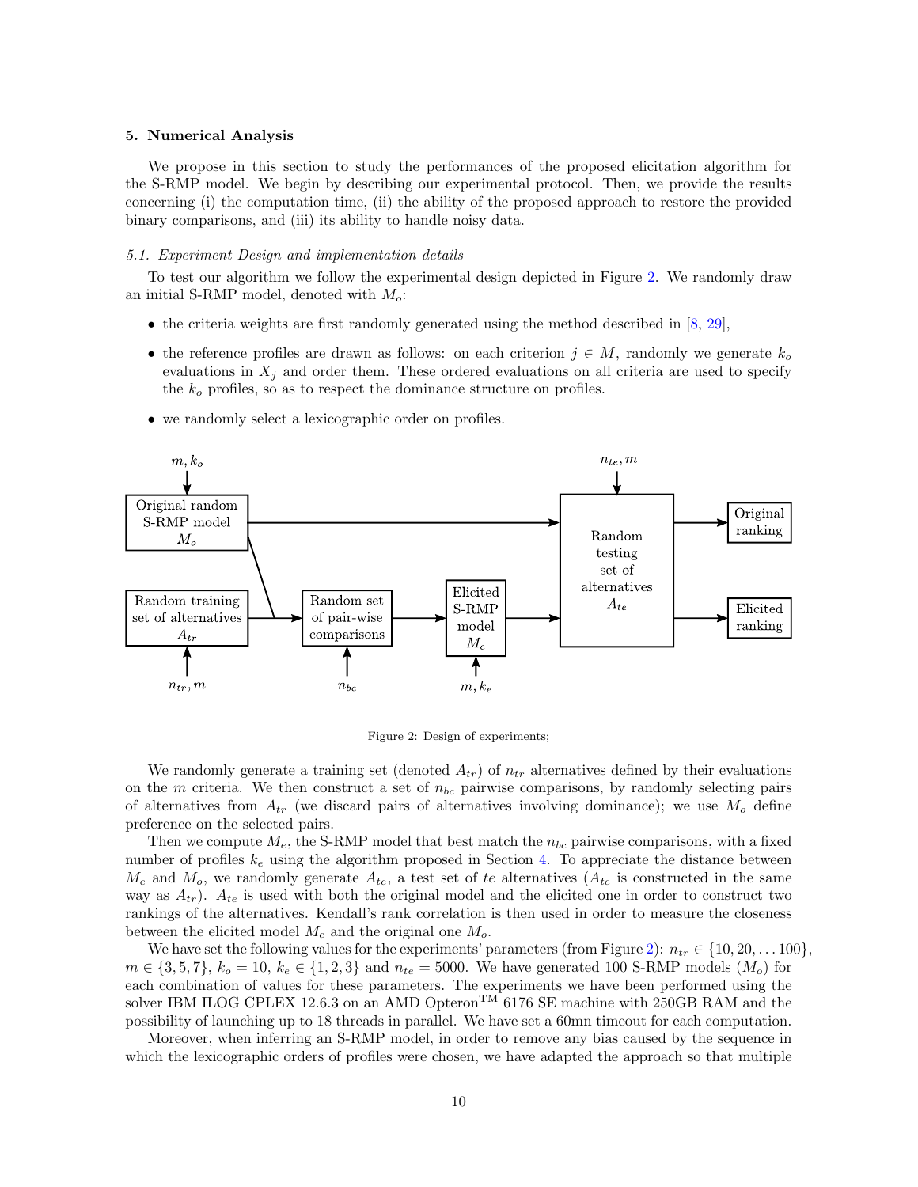## 5. Numerical Analysis

We propose in this section to study the performances of the proposed elicitation algorithm for the S-RMP model. We begin by describing our experimental protocol. Then, we provide the results concerning (i) the computation time, (ii) the ability of the proposed approach to restore the provided binary comparisons, and (iii) its ability to handle noisy data.

### 5.1. Experiment Design and implementation details

To test our algorithm we follow the experimental design depicted in Figure 2. We randomly draw an initial S-RMP model, denoted with $M_o$:

- the criteria weights are first randomly generated using the method described in [8, 29],
- the reference profiles are drawn as follows: on each criterion $j \in M$, randomly we generate $k_o$ evaluations in $X_j$ and order them. These ordered evaluations on all criteria are used to specify the $k_o$ profiles, so as to respect the dominance structure on profiles.
- we randomly select a lexicographic order on profiles.

Figure 2: Design of experiments;

We randomly generate a training set (denoted $A_{tr}$) of $n_{tr}$ alternatives defined by their evaluations on the $m$ criteria. We then construct a set of $n_{bc}$ pairwise comparisons, by randomly selecting pairs of alternatives from $A_{tr}$ (we discard pairs of alternatives involving dominance); we use $M_o$ define preference on the selected pairs.

Then we compute $M_e$, the S-RMP model that best match the $n_{bc}$ pairwise comparisons, with a fixed number of profiles $k_e$ using the algorithm proposed in Section 4. To appreciate the distance between $M_e$ and $M_o$, we randomly generate $A_{te}$, a test set of $te$ alternatives ($A_{te}$ is constructed in the same way as $A_{tr}$). $A_{te}$ is used with both the original model and the elicited one in order to construct two rankings of the alternatives. Kendall's rank correlation is then used in order to measure the closeness between the elicited model $M_e$ and the original one $M_o$.

We have set the following values for the experiments' parameters (from Figure 2): $n_{tr} \in \{10, 20, \ldots 100\}$, $m \in \{3, 5, 7\}$, $k_o = 10$, $k_e \in \{1, 2, 3\}$ and $n_{te} = 5000$. We have generated 100 S-RMP models ($M_o$) for each combination of values for these parameters. The experiments we have been performed using the solver IBM ILOG CPLEX 12.6.3 on an AMD Opteron$^{\text{TM}}$ 6176 SE machine with 250GB RAM and the possibility of launching up to 18 threads in parallel. We have set a 60mn timeout for each computation.

Moreover, when inferring an S-RMP model, in order to remove any bias caused by the sequence in which the lexicographic orders of profiles were chosen, we have adapted the approach so that multiple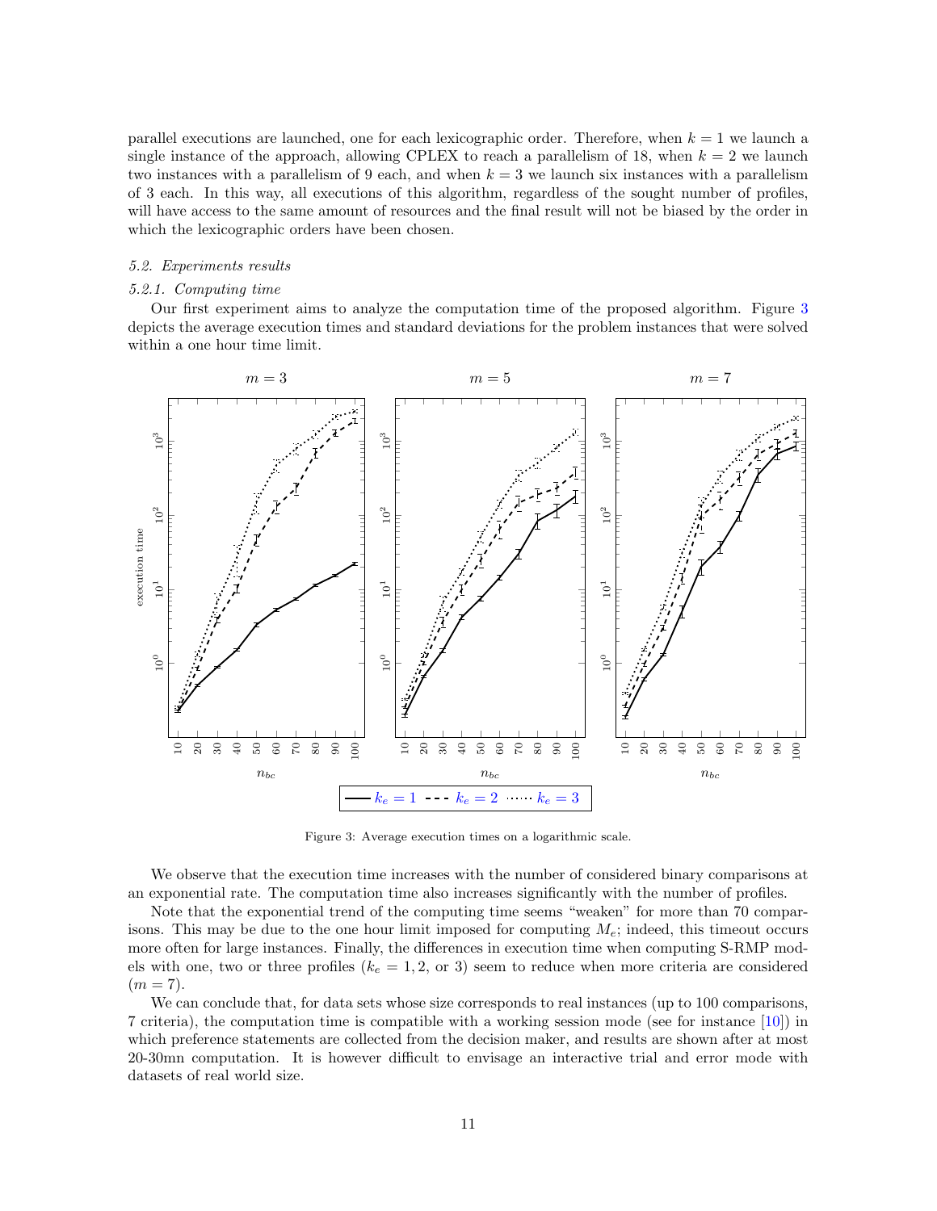parallel executions are launched, one for each lexicographic order. Therefore, when $k = 1$ we launch a single instance of the approach, allowing CPLEX to reach a parallelism of 18, when $k = 2$ we launch two instances with a parallelism of 9 each, and when $k = 3$ we launch six instances with a parallelism of 3 each. In this way, all executions of this algorithm, regardless of the sought number of profiles, will have access to the same amount of resources and the final result will not be biased by the order in which the lexicographic orders have been chosen.

### *5.2. Experiments results*

#### *5.2.1. Computing time*

Our first experiment aims to analyze the computation time of the proposed algorithm. Figure 3 depicts the average execution times and standard deviations for the problem instances that were solved within a one hour time limit.

Figure 3: Average execution times on a logarithmic scale.

We observe that the execution time increases with the number of considered binary comparisons at an exponential rate. The computation time also increases significantly with the number of profiles.

Note that the exponential trend of the computing time seems "weaken" for more than 70 comparisons. This may be due to the one hour limit imposed for computing $M_e$; indeed, this timeout occurs more often for large instances. Finally, the differences in execution time when computing S-RMP models with one, two or three profiles ($k_e = 1, 2,$ or $3$) seem to reduce when more criteria are considered ($m = 7$).

We can conclude that, for data sets whose size corresponds to real instances (up to 100 comparisons, 7 criteria), the computation time is compatible with a working session mode (see for instance [10]) in which preference statements are collected from the decision maker, and results are shown after at most 20-30mn computation. It is however difficult to envisage an interactive trial and error mode with datasets of real world size.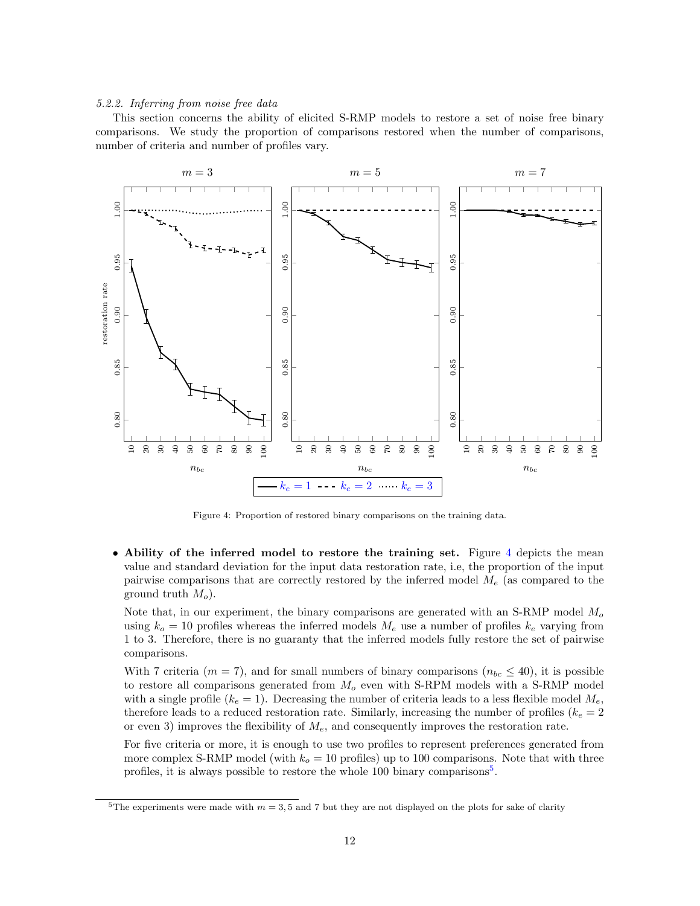#### 5.2.2. Inferring from noise free data

This section concerns the ability of elicited S-RMP models to restore a set of noise free binary comparisons. We study the proportion of comparisons restored when the number of comparisons, number of criteria and number of profiles vary.

Figure 4: Proportion of restored binary comparisons on the training data.

- **Ability of the inferred model to restore the training set.** Figure 4 depicts the mean value and standard deviation for the input data restoration rate, i.e, the proportion of the input pairwise comparisons that are correctly restored by the inferred model $M_e$ (as compared to the ground truth $M_o$).

  Note that, in our experiment, the binary comparisons are generated with an S-RMP model $M_o$ using $k_o = 10$ profiles whereas the inferred models $M_e$ use a number of profiles $k_e$ varying from 1 to 3. Therefore, there is no guaranty that the inferred models fully restore the set of pairwise comparisons.

  With 7 criteria ($m = 7$), and for small numbers of binary comparisons ($n_{bc} \leq 40$), it is possible to restore all comparisons generated from $M_o$ even with S-RPM models with a S-RMP model with a single profile ($k_e = 1$). Decreasing the number of criteria leads to a less flexible model $M_e$, therefore leads to a reduced restoration rate. Similarly, increasing the number of profiles ($k_e = 2$ or even 3) improves the flexibility of $M_e$, and consequently improves the restoration rate.

  For five criteria or more, it is enough to use two profiles to represent preferences generated from more complex S-RMP model (with $k_o = 10$ profiles) up to 100 comparisons. Note that with three profiles, it is always possible to restore the whole 100 binary comparisons[5].

[5] The experiments were made with $m = 3, 5$ and 7 but they are not displayed on the plots for sake of clarity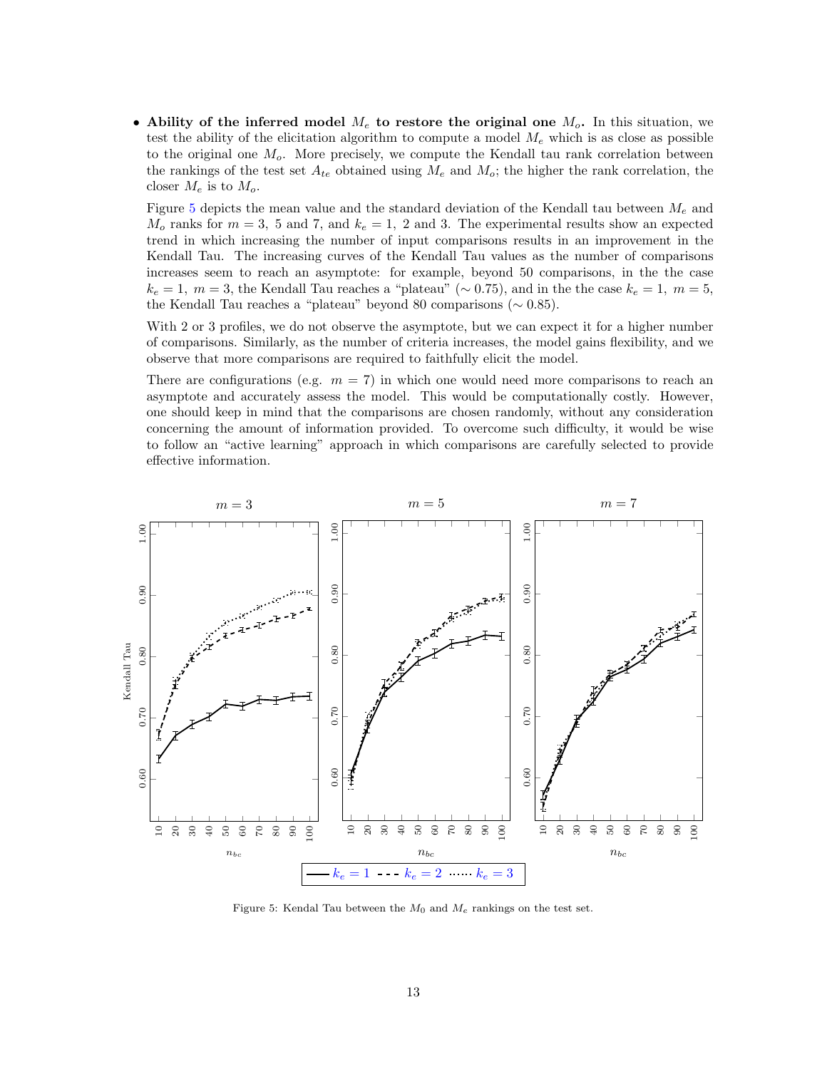- **Ability of the inferred model $M_e$ to restore the original one $M_o$.** In this situation, we test the ability of the elicitation algorithm to compute a model $M_e$ which is as close as possible to the original one $M_o$. More precisely, we compute the Kendall tau rank correlation between the rankings of the test set $A_{te}$ obtained using $M_e$ and $M_o$; the higher the rank correlation, the closer $M_e$ is to $M_o$.

  Figure 5 depicts the mean value and the standard deviation of the Kendall tau between $M_e$ and $M_o$ ranks for $m = 3$, 5 and 7, and $k_e = 1$, 2 and 3. The experimental results show an expected trend in which increasing the number of input comparisons results in an improvement in the Kendall Tau. The increasing curves of the Kendall Tau values as the number of comparisons increases seem to reach an asymptote: for example, beyond 50 comparisons, in the the case $k_e = 1$, $m = 3$, the Kendall Tau reaches a "plateau" ($\sim 0.75$), and in the the case $k_e = 1$, $m = 5$, the Kendall Tau reaches a "plateau" beyond 80 comparisons ($\sim 0.85$).

  With 2 or 3 profiles, we do not observe the asymptote, but we can expect it for a higher number of comparisons. Similarly, as the number of criteria increases, the model gains flexibility, and we observe that more comparisons are required to faithfully elicit the model.

  There are configurations (e.g. $m = 7$) in which one would need more comparisons to reach an asymptote and accurately assess the model. This would be computationally costly. However, one should keep in mind that the comparisons are chosen randomly, without any consideration concerning the amount of information provided. To overcome such difficulty, it would be wise to follow an "active learning" approach in which comparisons are carefully selected to provide effective information.

Figure 5: Kendal Tau between the $M_0$ and $M_e$ rankings on the test set.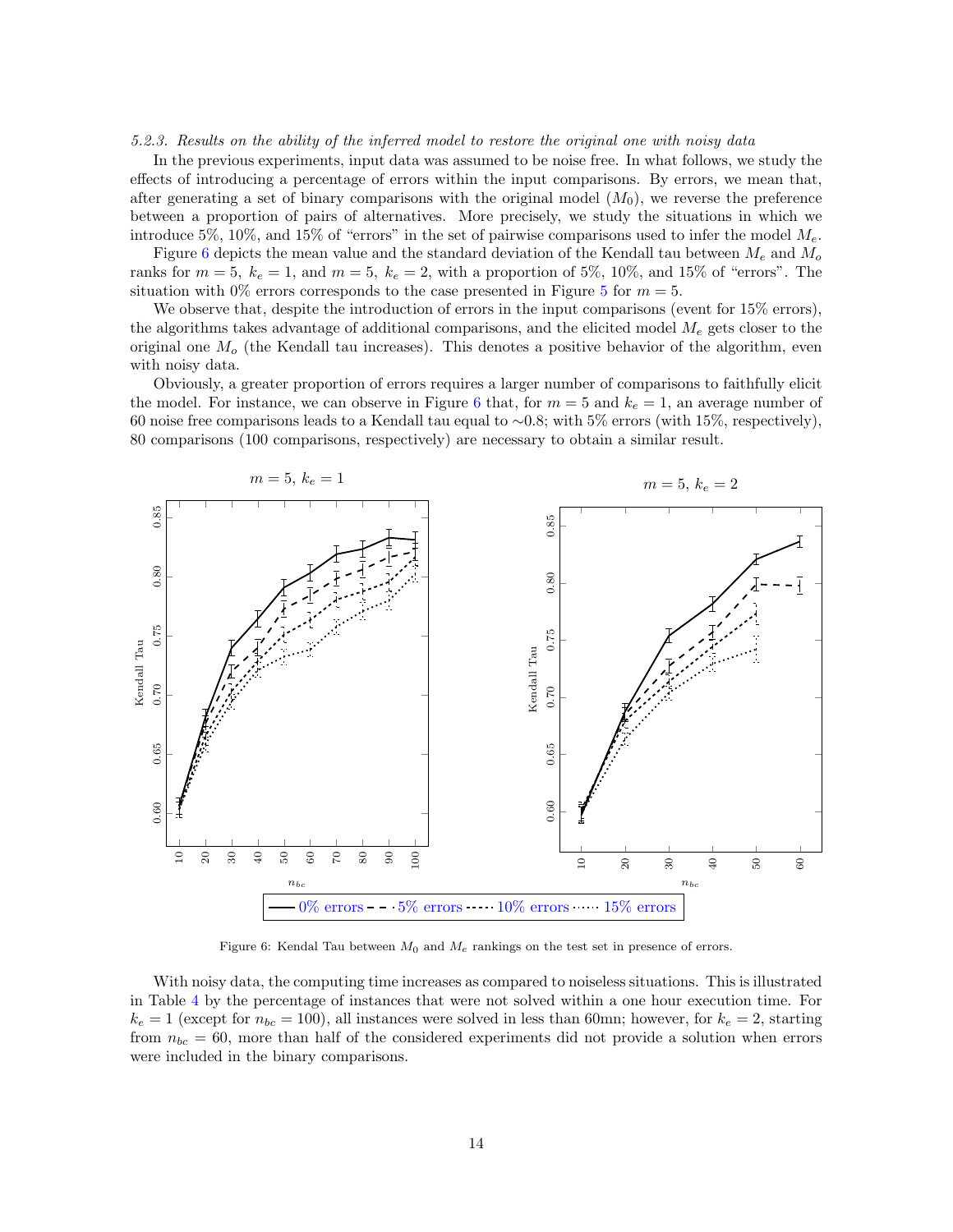*5.2.3. Results on the ability of the inferred model to restore the original one with noisy data*

In the previous experiments, input data was assumed to be noise free. In what follows, we study the effects of introducing a percentage of errors within the input comparisons. By errors, we mean that, after generating a set of binary comparisons with the original model ($M_0$), we reverse the preference between a proportion of pairs of alternatives. More precisely, we study the situations in which we introduce 5%, 10%, and 15% of "errors" in the set of pairwise comparisons used to infer the model $M_e$.

Figure 6 depicts the mean value and the standard deviation of the Kendall tau between $M_e$ and $M_o$ ranks for $m = 5$, $k_e = 1$, and $m = 5$, $k_e = 2$, with a proportion of 5%, 10%, and 15% of "errors". The situation with 0% errors corresponds to the case presented in Figure 5 for $m = 5$.

We observe that, despite the introduction of errors in the input comparisons (event for 15% errors), the algorithms takes advantage of additional comparisons, and the elicited model $M_e$ gets closer to the original one $M_o$ (the Kendall tau increases). This denotes a positive behavior of the algorithm, even with noisy data.

Obviously, a greater proportion of errors requires a larger number of comparisons to faithfully elicit the model. For instance, we can observe in Figure 6 that, for $m = 5$ and $k_e = 1$, an average number of 60 noise free comparisons leads to a Kendall tau equal to ∼0.8; with 5% errors (with 15%, respectively), 80 comparisons (100 comparisons, respectively) are necessary to obtain a similar result.

Figure 6: Kendal Tau between $M_0$ and $M_e$ rankings on the test set in presence of errors.

With noisy data, the computing time increases as compared to noiseless situations. This is illustrated in Table 4 by the percentage of instances that were not solved within a one hour execution time. For $k_e = 1$ (except for $n_{bc} = 100$), all instances were solved in less than 60mn; however, for $k_e = 2$, starting from $n_{bc} = 60$, more than half of the considered experiments did not provide a solution when errors were included in the binary comparisons.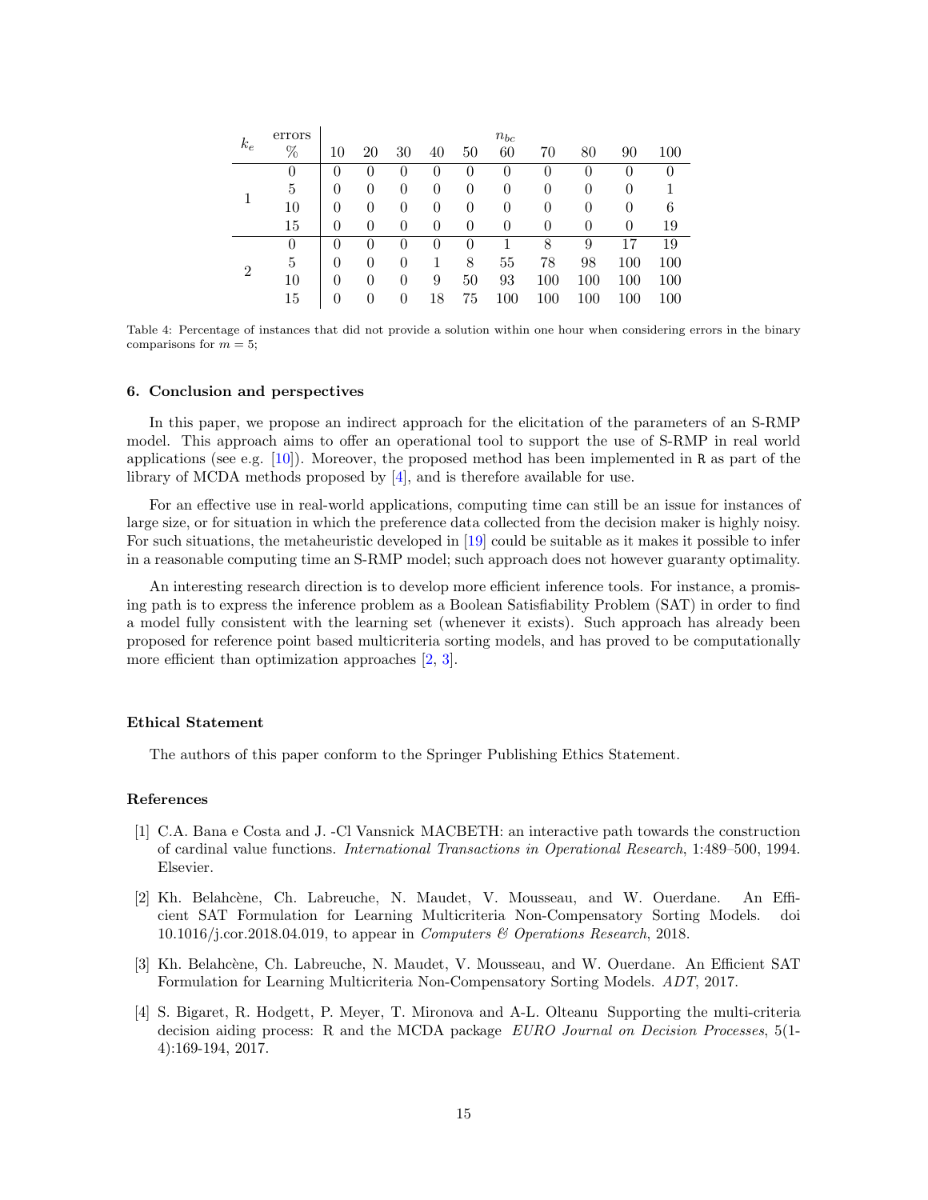| $k_e$ | errors % | $n_{bc}$ 10 | 20 | 30 | 40 | 50 | 60 | 70 | 80 | 90 | 100 |
|---|---|---|---|---|---|---|---|---|---|---|---|
| 1 | 0 | 0 | 0 | 0 | 0 | 0 | 0 | 0 | 0 | 0 | 0 |
| | 5 | 0 | 0 | 0 | 0 | 0 | 0 | 0 | 0 | 0 | 1 |
| | 10 | 0 | 0 | 0 | 0 | 0 | 0 | 0 | 0 | 0 | 6 |
| | 15 | 0 | 0 | 0 | 0 | 0 | 0 | 0 | 0 | 0 | 19 |
| 2 | 0 | 0 | 0 | 0 | 0 | 0 | 1 | 8 | 9 | 17 | 19 |
| | 5 | 0 | 0 | 0 | 1 | 8 | 55 | 78 | 98 | 100 | 100 |
| | 10 | 0 | 0 | 0 | 9 | 50 | 93 | 100 | 100 | 100 | 100 |
| | 15 | 0 | 0 | 0 | 18 | 75 | 100 | 100 | 100 | 100 | 100 |

Table 4: Percentage of instances that did not provide a solution within one hour when considering errors in the binary comparisons for $m = 5$;

### 6. Conclusion and perspectives

In this paper, we propose an indirect approach for the elicitation of the parameters of an S-RMP model. This approach aims to offer an operational tool to support the use of S-RMP in real world applications (see e.g. [10]). Moreover, the proposed method has been implemented in R as part of the library of MCDA methods proposed by [4], and is therefore available for use.

For an effective use in real-world applications, computing time can still be an issue for instances of large size, or for situation in which the preference data collected from the decision maker is highly noisy. For such situations, the metaheuristic developed in [19] could be suitable as it makes it possible to infer in a reasonable computing time an S-RMP model; such approach does not however guaranty optimality.

An interesting research direction is to develop more efficient inference tools. For instance, a promising path is to express the inference problem as a Boolean Satisfiability Problem (SAT) in order to find a model fully consistent with the learning set (whenever it exists). Such approach has already been proposed for reference point based multicriteria sorting models, and has proved to be computationally more efficient than optimization approaches [2, 3].

### Ethical Statement

The authors of this paper conform to the Springer Publishing Ethics Statement.

### References

[1] C.A. Bana e Costa and J. -Cl Vansnick MACBETH: an interactive path towards the construction of cardinal value functions. *International Transactions in Operational Research*, 1:489–500, 1994. Elsevier.

[2] Kh. Belahcène, Ch. Labreuche, N. Maudet, V. Mousseau, and W. Ouerdane. An Efficient SAT Formulation for Learning Multicriteria Non-Compensatory Sorting Models. doi 10.1016/j.cor.2018.04.019, to appear in *Computers & Operations Research*, 2018.

[3] Kh. Belahcène, Ch. Labreuche, N. Maudet, V. Mousseau, and W. Ouerdane. An Efficient SAT Formulation for Learning Multicriteria Non-Compensatory Sorting Models. *ADT*, 2017.

[4] S. Bigaret, R. Hodgett, P. Meyer, T. Mironova and A-L. Olteanu Supporting the multi-criteria decision aiding process: R and the MCDA package *EURO Journal on Decision Processes*, 5(1-4):169-194, 2017.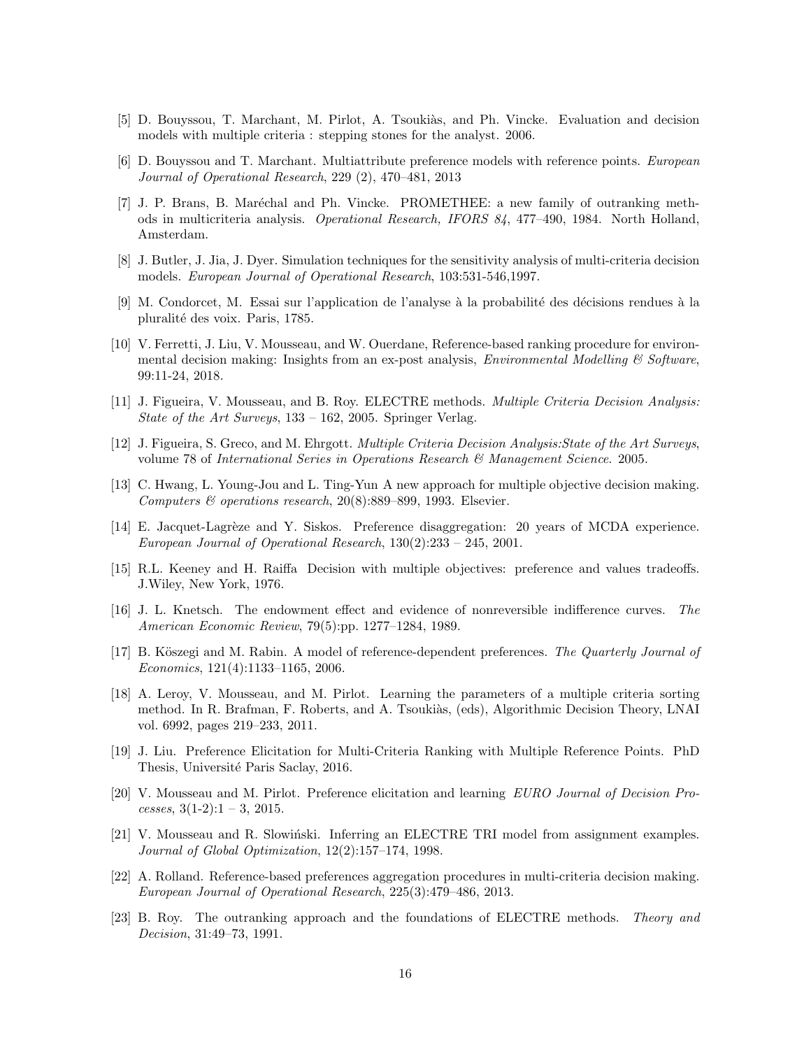[5] D. Bouyssou, T. Marchant, M. Pirlot, A. Tsoukiàs, and Ph. Vincke. Evaluation and decision models with multiple criteria : stepping stones for the analyst. 2006.

[6] D. Bouyssou and T. Marchant. Multiattribute preference models with reference points. *European Journal of Operational Research*, 229 (2), 470–481, 2013

[7] J. P. Brans, B. Maréchal and Ph. Vincke. PROMETHEE: a new family of outranking methods in multicriteria analysis. *Operational Research, IFORS 84*, 477–490, 1984. North Holland, Amsterdam.

[8] J. Butler, J. Jia, J. Dyer. Simulation techniques for the sensitivity analysis of multi-criteria decision models. *European Journal of Operational Research*, 103:531-546,1997.

[9] M. Condorcet, M. Essai sur l'application de l'analyse à la probabilité des décisions rendues à la pluralité des voix. Paris, 1785.

[10] V. Ferretti, J. Liu, V. Mousseau, and W. Ouerdane, Reference-based ranking procedure for environmental decision making: Insights from an ex-post analysis, *Environmental Modelling & Software*, 99:11-24, 2018.

[11] J. Figueira, V. Mousseau, and B. Roy. ELECTRE methods. *Multiple Criteria Decision Analysis: State of the Art Surveys*, 133 – 162, 2005. Springer Verlag.

[12] J. Figueira, S. Greco, and M. Ehrgott. *Multiple Criteria Decision Analysis:State of the Art Surveys*, volume 78 of *International Series in Operations Research & Management Science*. 2005.

[13] C. Hwang, L. Young-Jou and L. Ting-Yun A new approach for multiple objective decision making. *Computers & operations research*, 20(8):889–899, 1993. Elsevier.

[14] E. Jacquet-Lagrèze and Y. Siskos. Preference disaggregation: 20 years of MCDA experience. *European Journal of Operational Research*, 130(2):233 – 245, 2001.

[15] R.L. Keeney and H. Raiffa Decision with multiple objectives: preference and values tradeoffs. J.Wiley, New York, 1976.

[16] J. L. Knetsch. The endowment effect and evidence of nonreversible indifference curves. *The American Economic Review*, 79(5):pp. 1277–1284, 1989.

[17] B. Köszegi and M. Rabin. A model of reference-dependent preferences. *The Quarterly Journal of Economics*, 121(4):1133–1165, 2006.

[18] A. Leroy, V. Mousseau, and M. Pirlot. Learning the parameters of a multiple criteria sorting method. In R. Brafman, F. Roberts, and A. Tsoukiàs, (eds), Algorithmic Decision Theory, LNAI vol. 6992, pages 219–233, 2011.

[19] J. Liu. Preference Elicitation for Multi-Criteria Ranking with Multiple Reference Points. PhD Thesis, Université Paris Saclay, 2016.

[20] V. Mousseau and M. Pirlot. Preference elicitation and learning *EURO Journal of Decision Processes*, 3(1-2):1 – 3, 2015.

[21] V. Mousseau and R. Slowiński. Inferring an ELECTRE TRI model from assignment examples. *Journal of Global Optimization*, 12(2):157–174, 1998.

[22] A. Rolland. Reference-based preferences aggregation procedures in multi-criteria decision making. *European Journal of Operational Research*, 225(3):479–486, 2013.

[23] B. Roy. The outranking approach and the foundations of ELECTRE methods. *Theory and Decision*, 31:49–73, 1991.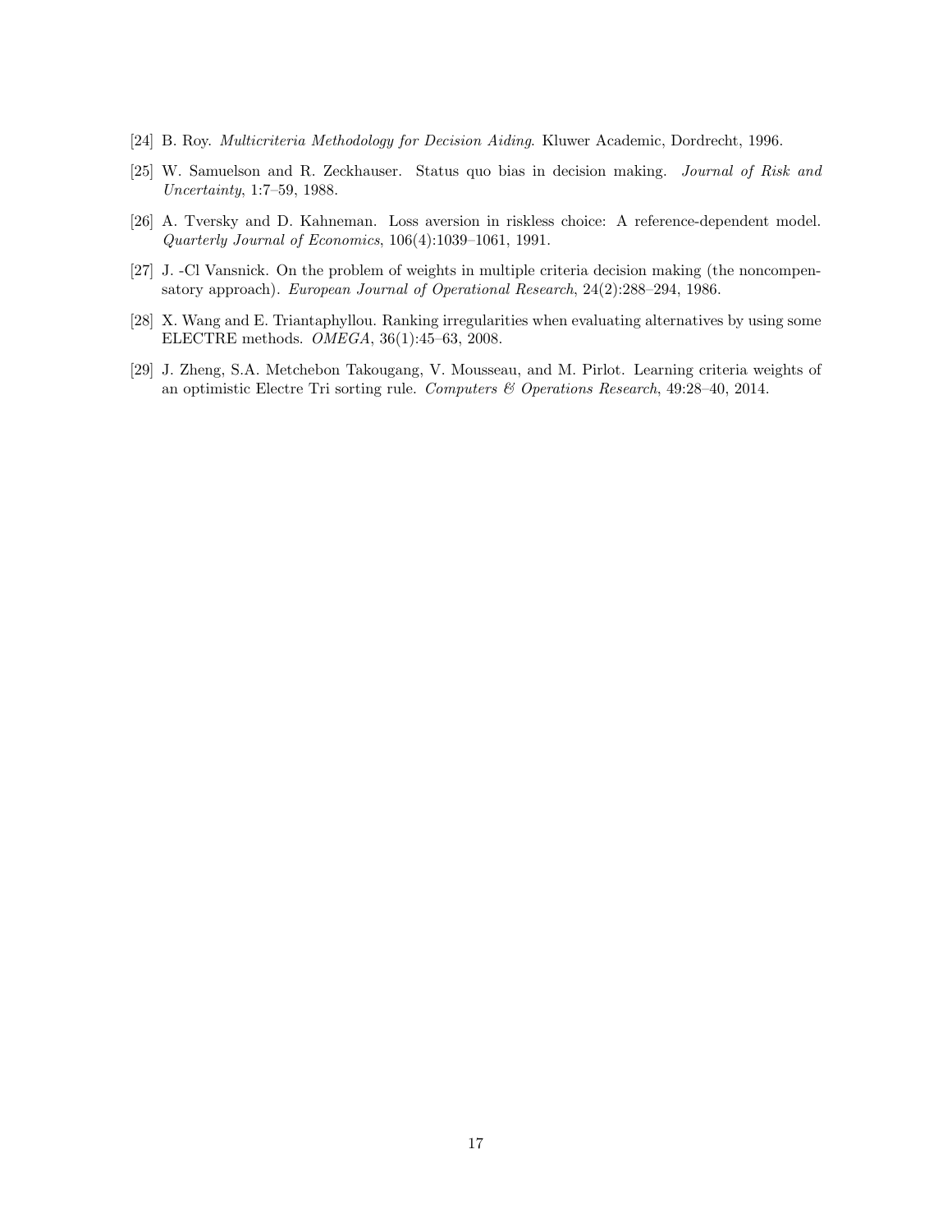[24] B. Roy. *Multicriteria Methodology for Decision Aiding*. Kluwer Academic, Dordrecht, 1996.

[25] W. Samuelson and R. Zeckhauser. Status quo bias in decision making. *Journal of Risk and Uncertainty*, 1:7–59, 1988.

[26] A. Tversky and D. Kahneman. Loss aversion in riskless choice: A reference-dependent model. *Quarterly Journal of Economics*, 106(4):1039–1061, 1991.

[27] J. -Cl Vansnick. On the problem of weights in multiple criteria decision making (the noncompensatory approach). *European Journal of Operational Research*, 24(2):288–294, 1986.

[28] X. Wang and E. Triantaphyllou. Ranking irregularities when evaluating alternatives by using some ELECTRE methods. *OMEGA*, 36(1):45–63, 2008.

[29] J. Zheng, S.A. Metchebon Takougang, V. Mousseau, and M. Pirlot. Learning criteria weights of an optimistic Electre Tri sorting rule. *Computers & Operations Research*, 49:28–40, 2014.